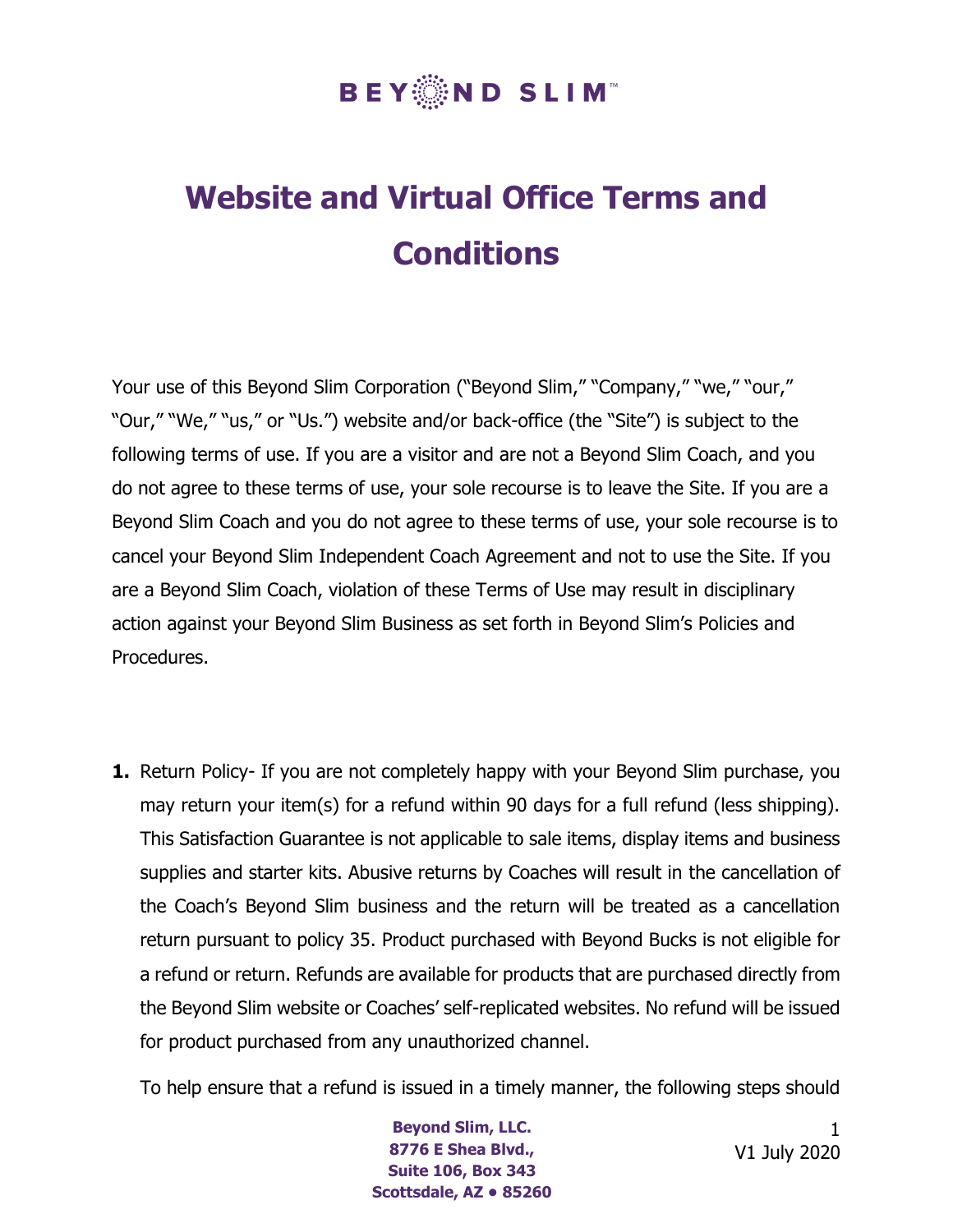# BEYOND SLIM™

# Website and Virtual Office Terms and Conditions

Your use of this Beyond Slim Corporation ("Beyond Slim," "Company," "we," "our," "Our," "We," "us," or "Us.") website and/or back-office (the "Site") is subject to the following terms of use. If you are a visitor and are not a Beyond Slim Coach, and you do not agree to these terms of use, your sole recourse is to leave the Site. If you are a Beyond Slim Coach and you do not agree to these terms of use, your sole recourse is to cancel your Beyond Slim Independent Coach Agreement and not to use the Site. If you are a Beyond Slim Coach, violation of these Terms of Use may result in disciplinary action against your Beyond Slim Business as set forth in Beyond Slim's Policies and Procedures.

1. Return Policy- If you are not completely happy with your Beyond Slim purchase, you may return your item(s) for a refund within 90 days for a full refund (less shipping). This Satisfaction Guarantee is not applicable to sale items, display items and business supplies and starter kits. Abusive returns by Coaches will result in the cancellation of the Coach's Beyond Slim business and the return will be treated as a cancellation return pursuant to policy 35. Product purchased with Beyond Bucks is not eligible for a refund or return. Refunds are available for products that are purchased directly from the Beyond Slim website or Coaches' self-replicated websites. No refund will be issued for product purchased from any unauthorized channel.

   To help ensure that a refund is issued in a timely manner, the following steps should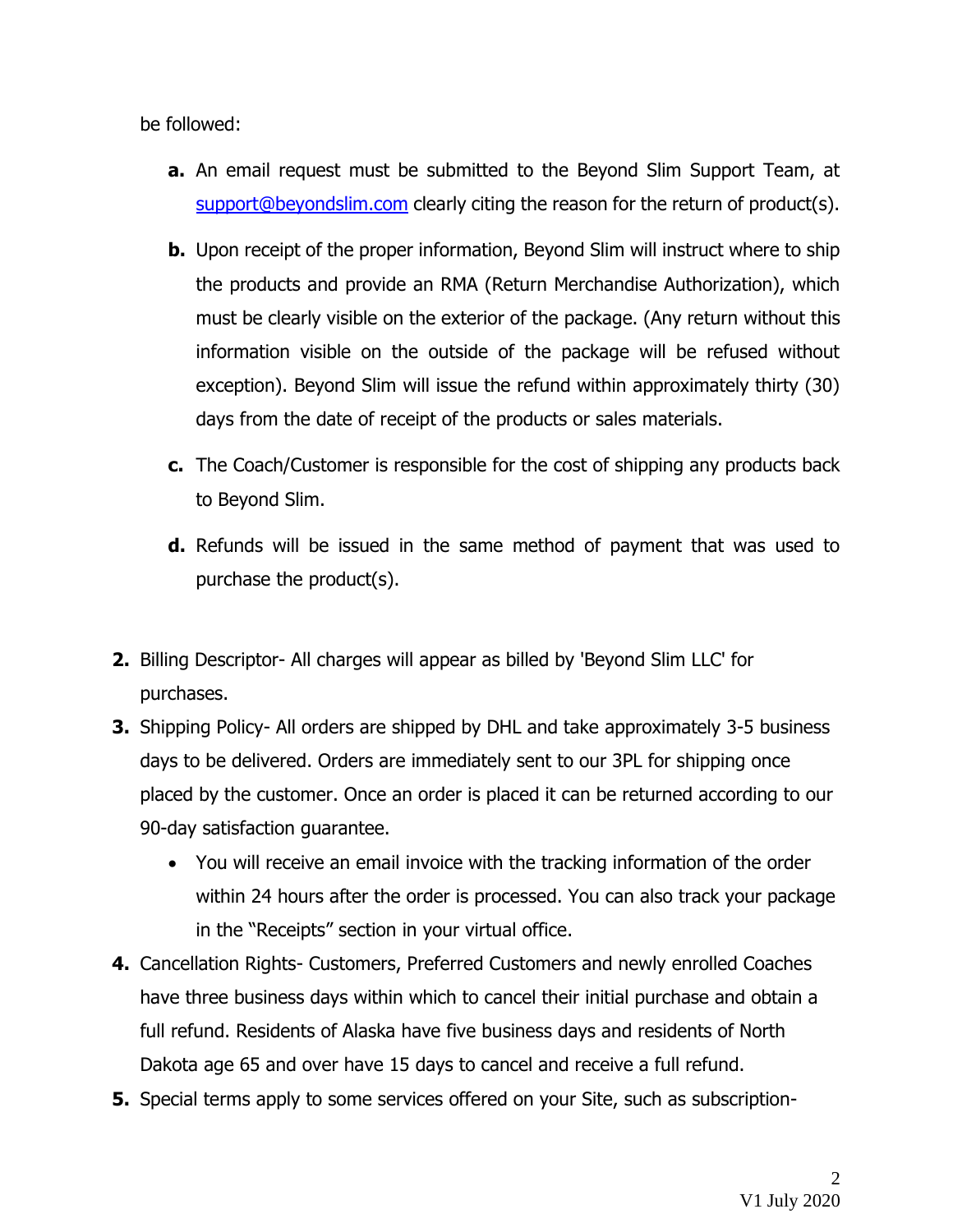be followed:

   **a.** An email request must be submitted to the Beyond Slim Support Team, at [support@beyondslim.com](mailto:support@beyondslim.com) clearly citing the reason for the return of product(s).

   **b.** Upon receipt of the proper information, Beyond Slim will instruct where to ship the products and provide an RMA (Return Merchandise Authorization), which must be clearly visible on the exterior of the package. (Any return without this information visible on the outside of the package will be refused without exception). Beyond Slim will issue the refund within approximately thirty (30) days from the date of receipt of the products or sales materials.

   **c.** The Coach/Customer is responsible for the cost of shipping any products back to Beyond Slim.

   **d.** Refunds will be issued in the same method of payment that was used to purchase the product(s).

**2.** Billing Descriptor- All charges will appear as billed by 'Beyond Slim LLC' for purchases.

**3.** Shipping Policy- All orders are shipped by DHL and take approximately 3-5 business days to be delivered. Orders are immediately sent to our 3PL for shipping once placed by the customer. Once an order is placed it can be returned according to our 90-day satisfaction guarantee.

   - You will receive an email invoice with the tracking information of the order within 24 hours after the order is processed. You can also track your package in the "Receipts" section in your virtual office.

**4.** Cancellation Rights- Customers, Preferred Customers and newly enrolled Coaches have three business days within which to cancel their initial purchase and obtain a full refund. Residents of Alaska have five business days and residents of North Dakota age 65 and over have 15 days to cancel and receive a full refund.

**5.** Special terms apply to some services offered on your Site, such as subscription-

V1 July 2020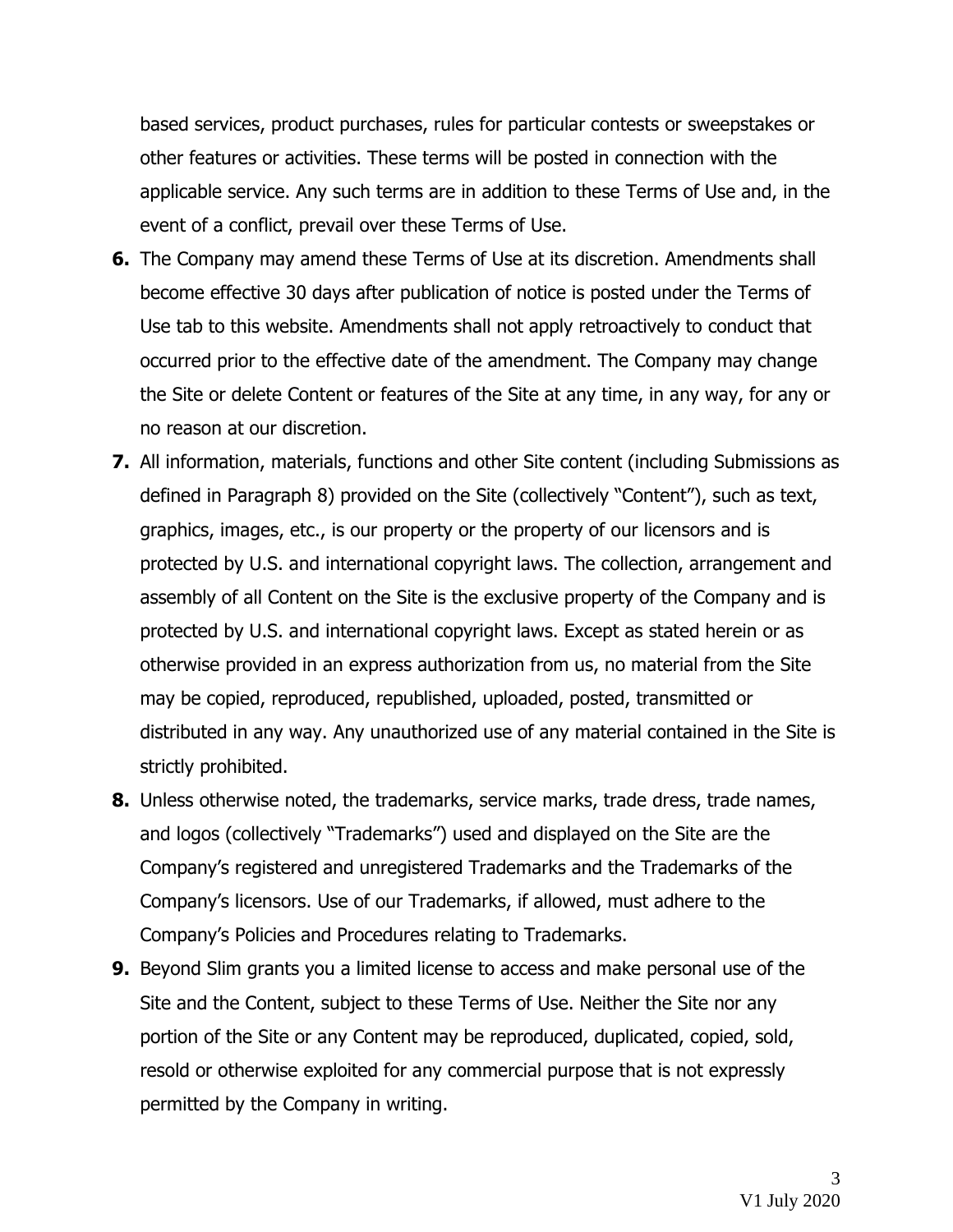based services, product purchases, rules for particular contests or sweepstakes or other features or activities. These terms will be posted in connection with the applicable service. Any such terms are in addition to these Terms of Use and, in the event of a conflict, prevail over these Terms of Use.

**6.** The Company may amend these Terms of Use at its discretion. Amendments shall become effective 30 days after publication of notice is posted under the Terms of Use tab to this website. Amendments shall not apply retroactively to conduct that occurred prior to the effective date of the amendment. The Company may change the Site or delete Content or features of the Site at any time, in any way, for any or no reason at our discretion.

**7.** All information, materials, functions and other Site content (including Submissions as defined in Paragraph 8) provided on the Site (collectively "Content"), such as text, graphics, images, etc., is our property or the property of our licensors and is protected by U.S. and international copyright laws. The collection, arrangement and assembly of all Content on the Site is the exclusive property of the Company and is protected by U.S. and international copyright laws. Except as stated herein or as otherwise provided in an express authorization from us, no material from the Site may be copied, reproduced, republished, uploaded, posted, transmitted or distributed in any way. Any unauthorized use of any material contained in the Site is strictly prohibited.

**8.** Unless otherwise noted, the trademarks, service marks, trade dress, trade names, and logos (collectively "Trademarks") used and displayed on the Site are the Company's registered and unregistered Trademarks and the Trademarks of the Company's licensors. Use of our Trademarks, if allowed, must adhere to the Company's Policies and Procedures relating to Trademarks.

**9.** Beyond Slim grants you a limited license to access and make personal use of the Site and the Content, subject to these Terms of Use. Neither the Site nor any portion of the Site or any Content may be reproduced, duplicated, copied, sold, resold or otherwise exploited for any commercial purpose that is not expressly permitted by the Company in writing.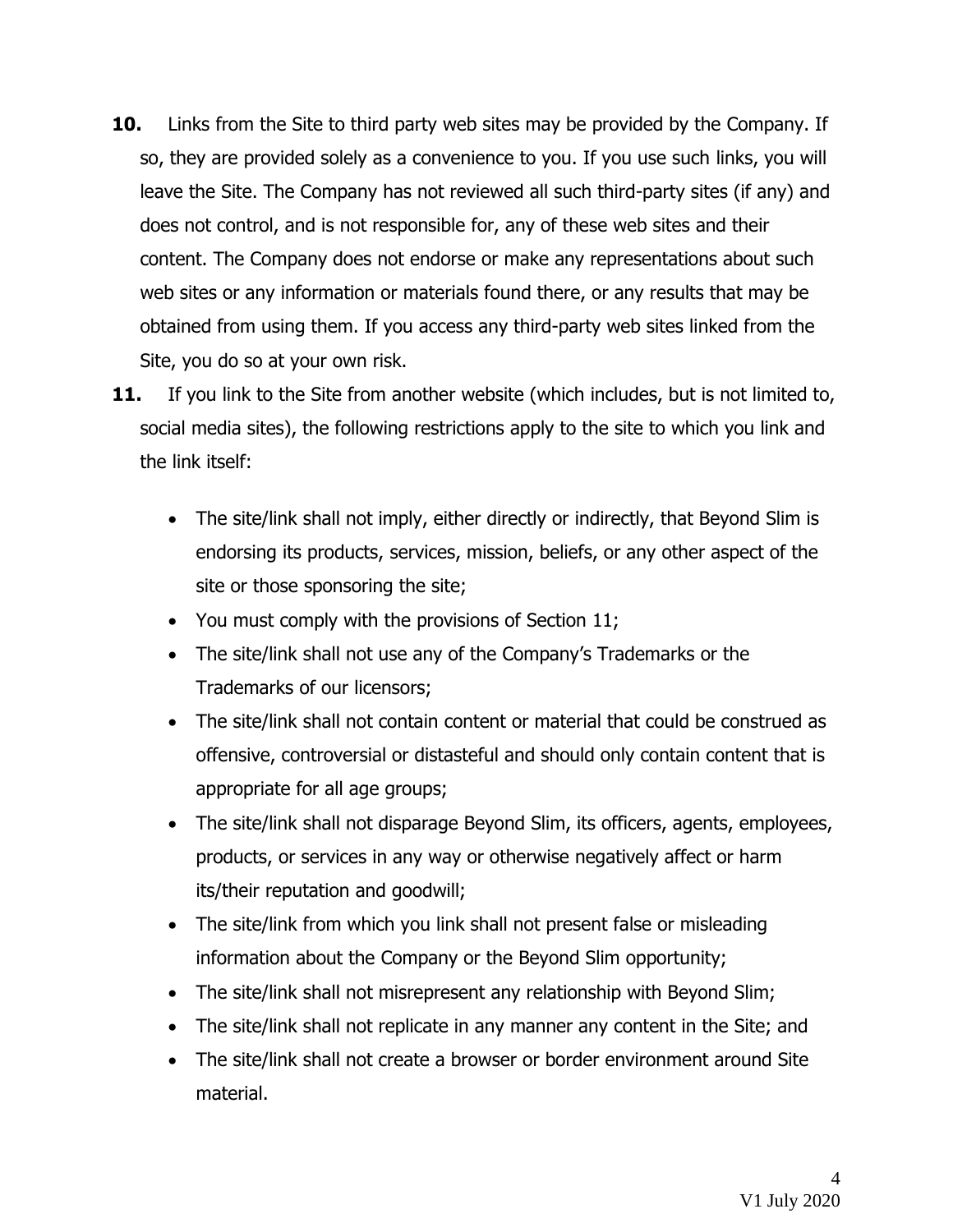**10.** Links from the Site to third party web sites may be provided by the Company. If so, they are provided solely as a convenience to you. If you use such links, you will leave the Site. The Company has not reviewed all such third-party sites (if any) and does not control, and is not responsible for, any of these web sites and their content. The Company does not endorse or make any representations about such web sites or any information or materials found there, or any results that may be obtained from using them. If you access any third-party web sites linked from the Site, you do so at your own risk.

**11.** If you link to the Site from another website (which includes, but is not limited to, social media sites), the following restrictions apply to the site to which you link and the link itself:

- The site/link shall not imply, either directly or indirectly, that Beyond Slim is endorsing its products, services, mission, beliefs, or any other aspect of the site or those sponsoring the site;
- You must comply with the provisions of Section 11;
- The site/link shall not use any of the Company's Trademarks or the Trademarks of our licensors;
- The site/link shall not contain content or material that could be construed as offensive, controversial or distasteful and should only contain content that is appropriate for all age groups;
- The site/link shall not disparage Beyond Slim, its officers, agents, employees, products, or services in any way or otherwise negatively affect or harm its/their reputation and goodwill;
- The site/link from which you link shall not present false or misleading information about the Company or the Beyond Slim opportunity;
- The site/link shall not misrepresent any relationship with Beyond Slim;
- The site/link shall not replicate in any manner any content in the Site; and
- The site/link shall not create a browser or border environment around Site material.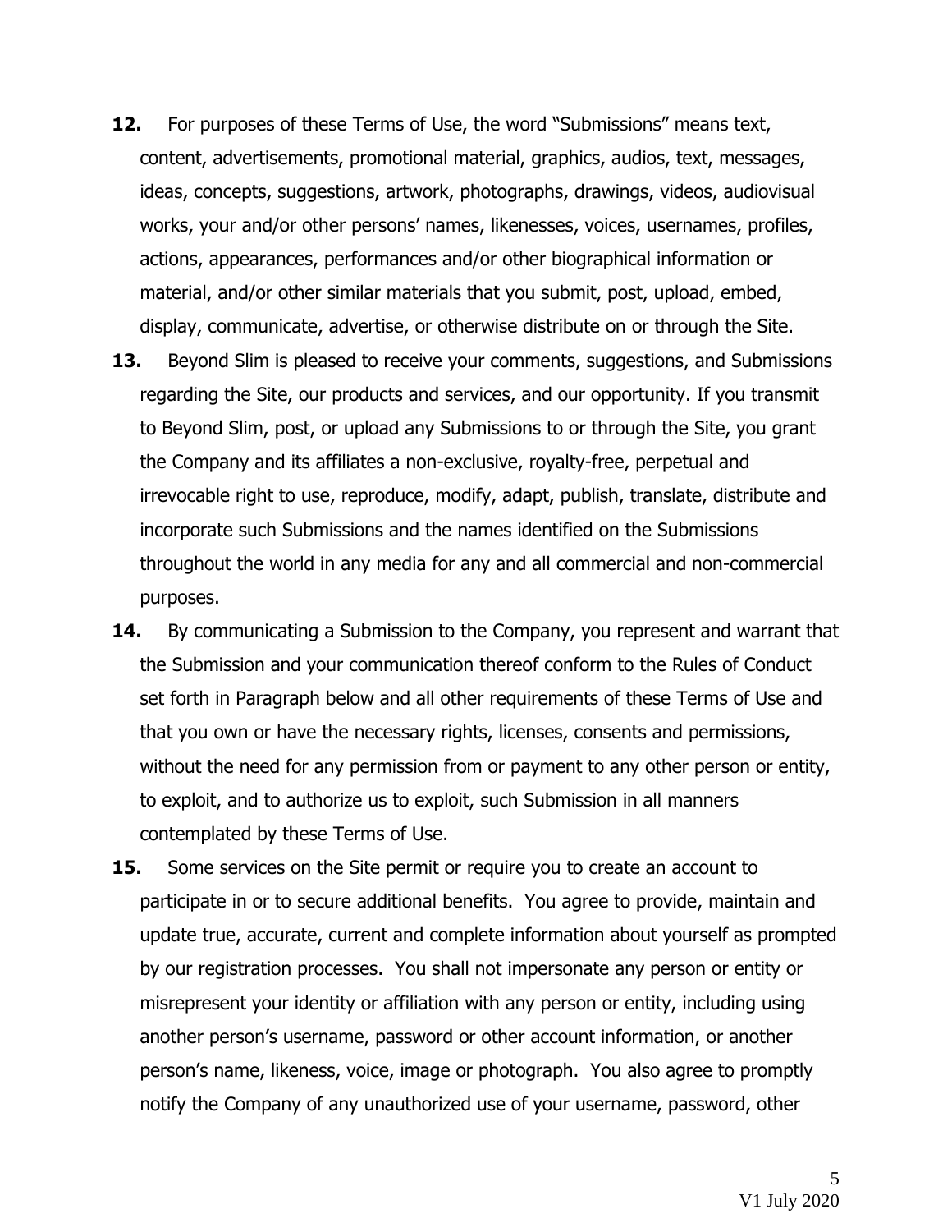**12.** For purposes of these Terms of Use, the word "Submissions" means text, content, advertisements, promotional material, graphics, audios, text, messages, ideas, concepts, suggestions, artwork, photographs, drawings, videos, audiovisual works, your and/or other persons' names, likenesses, voices, usernames, profiles, actions, appearances, performances and/or other biographical information or material, and/or other similar materials that you submit, post, upload, embed, display, communicate, advertise, or otherwise distribute on or through the Site.

**13.** Beyond Slim is pleased to receive your comments, suggestions, and Submissions regarding the Site, our products and services, and our opportunity. If you transmit to Beyond Slim, post, or upload any Submissions to or through the Site, you grant the Company and its affiliates a non-exclusive, royalty-free, perpetual and irrevocable right to use, reproduce, modify, adapt, publish, translate, distribute and incorporate such Submissions and the names identified on the Submissions throughout the world in any media for any and all commercial and non-commercial purposes.

**14.** By communicating a Submission to the Company, you represent and warrant that the Submission and your communication thereof conform to the Rules of Conduct set forth in Paragraph below and all other requirements of these Terms of Use and that you own or have the necessary rights, licenses, consents and permissions, without the need for any permission from or payment to any other person or entity, to exploit, and to authorize us to exploit, such Submission in all manners contemplated by these Terms of Use.

**15.** Some services on the Site permit or require you to create an account to participate in or to secure additional benefits. You agree to provide, maintain and update true, accurate, current and complete information about yourself as prompted by our registration processes. You shall not impersonate any person or entity or misrepresent your identity or affiliation with any person or entity, including using another person's username, password or other account information, or another person's name, likeness, voice, image or photograph. You also agree to promptly notify the Company of any unauthorized use of your username, password, other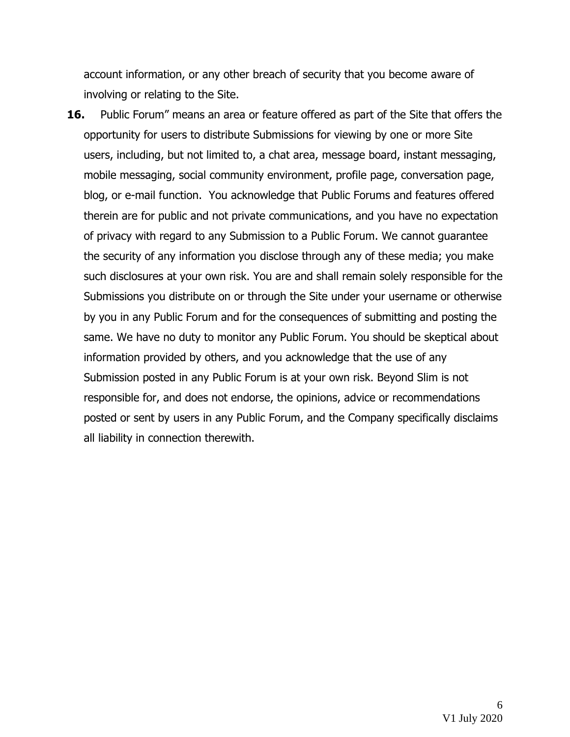account information, or any other breach of security that you become aware of involving or relating to the Site.

**16.** Public Forum" means an area or feature offered as part of the Site that offers the opportunity for users to distribute Submissions for viewing by one or more Site users, including, but not limited to, a chat area, message board, instant messaging, mobile messaging, social community environment, profile page, conversation page, blog, or e-mail function. You acknowledge that Public Forums and features offered therein are for public and not private communications, and you have no expectation of privacy with regard to any Submission to a Public Forum. We cannot guarantee the security of any information you disclose through any of these media; you make such disclosures at your own risk. You are and shall remain solely responsible for the Submissions you distribute on or through the Site under your username or otherwise by you in any Public Forum and for the consequences of submitting and posting the same. We have no duty to monitor any Public Forum. You should be skeptical about information provided by others, and you acknowledge that the use of any Submission posted in any Public Forum is at your own risk. Beyond Slim is not responsible for, and does not endorse, the opinions, advice or recommendations posted or sent by users in any Public Forum, and the Company specifically disclaims all liability in connection therewith.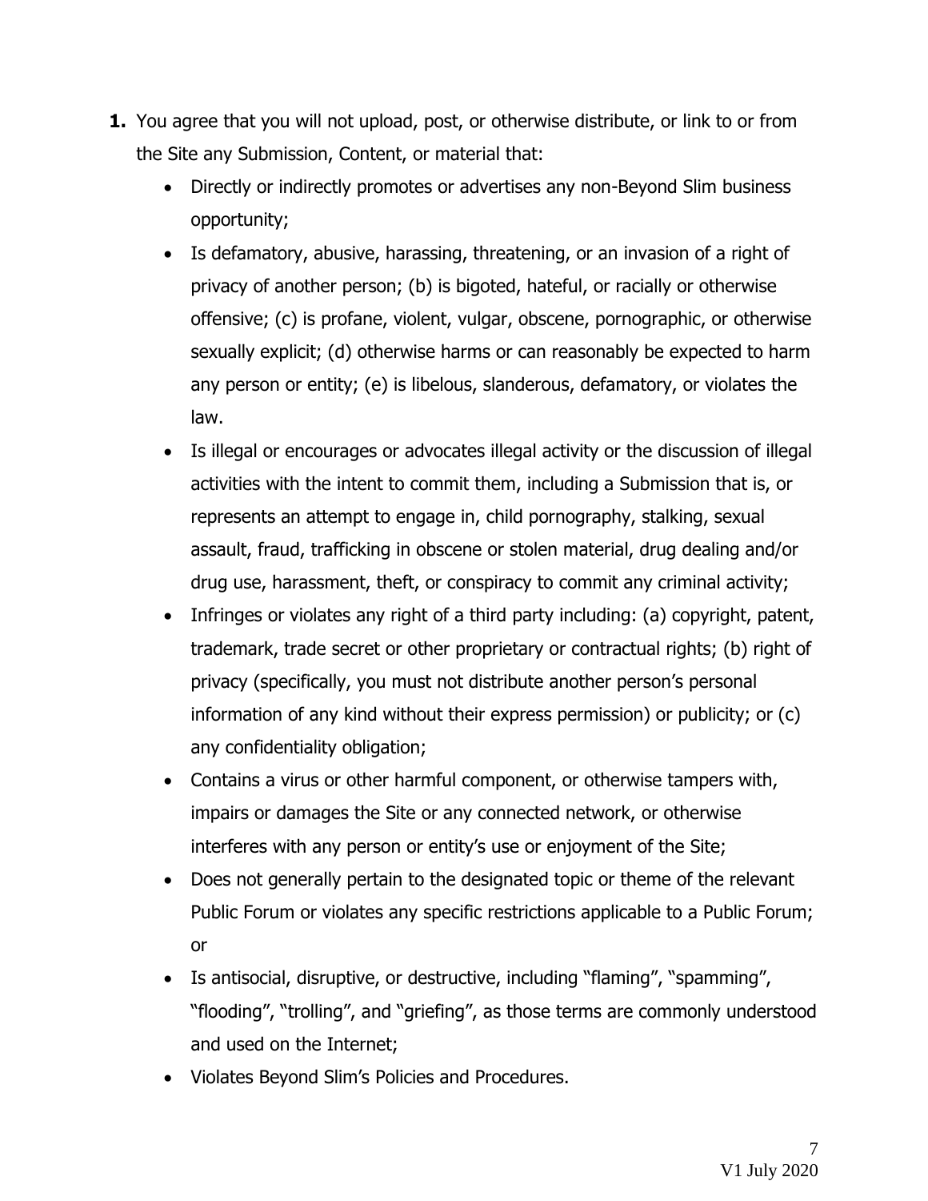1. You agree that you will not upload, post, or otherwise distribute, or link to or from the Site any Submission, Content, or material that:
    - Directly or indirectly promotes or advertises any non-Beyond Slim business opportunity;
    - Is defamatory, abusive, harassing, threatening, or an invasion of a right of privacy of another person; (b) is bigoted, hateful, or racially or otherwise offensive; (c) is profane, violent, vulgar, obscene, pornographic, or otherwise sexually explicit; (d) otherwise harms or can reasonably be expected to harm any person or entity; (e) is libelous, slanderous, defamatory, or violates the law.
    - Is illegal or encourages or advocates illegal activity or the discussion of illegal activities with the intent to commit them, including a Submission that is, or represents an attempt to engage in, child pornography, stalking, sexual assault, fraud, trafficking in obscene or stolen material, drug dealing and/or drug use, harassment, theft, or conspiracy to commit any criminal activity;
    - Infringes or violates any right of a third party including: (a) copyright, patent, trademark, trade secret or other proprietary or contractual rights; (b) right of privacy (specifically, you must not distribute another person's personal information of any kind without their express permission) or publicity; or (c) any confidentiality obligation;
    - Contains a virus or other harmful component, or otherwise tampers with, impairs or damages the Site or any connected network, or otherwise interferes with any person or entity's use or enjoyment of the Site;
    - Does not generally pertain to the designated topic or theme of the relevant Public Forum or violates any specific restrictions applicable to a Public Forum; or
    - Is antisocial, disruptive, or destructive, including "flaming", "spamming", "flooding", "trolling", and "griefing", as those terms are commonly understood and used on the Internet;
    - Violates Beyond Slim's Policies and Procedures.

V1 July 2020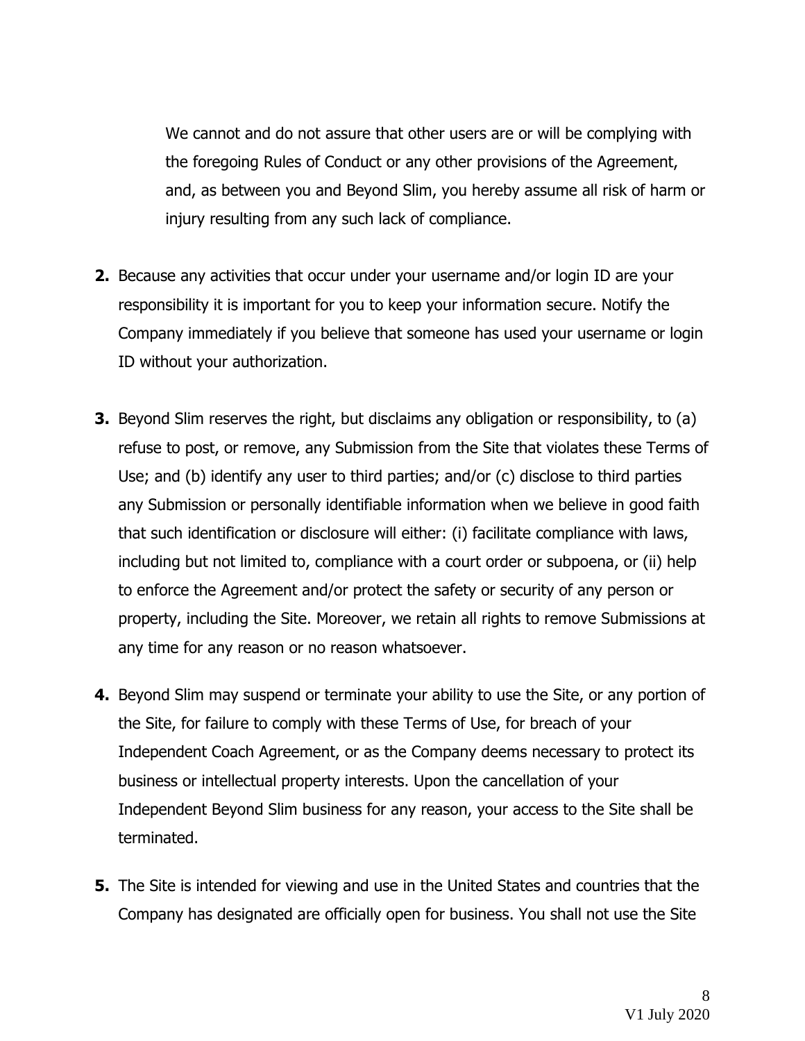We cannot and do not assure that other users are or will be complying with the foregoing Rules of Conduct or any other provisions of the Agreement, and, as between you and Beyond Slim, you hereby assume all risk of harm or injury resulting from any such lack of compliance.

**2.** Because any activities that occur under your username and/or login ID are your responsibility it is important for you to keep your information secure. Notify the Company immediately if you believe that someone has used your username or login ID without your authorization.

**3.** Beyond Slim reserves the right, but disclaims any obligation or responsibility, to (a) refuse to post, or remove, any Submission from the Site that violates these Terms of Use; and (b) identify any user to third parties; and/or (c) disclose to third parties any Submission or personally identifiable information when we believe in good faith that such identification or disclosure will either: (i) facilitate compliance with laws, including but not limited to, compliance with a court order or subpoena, or (ii) help to enforce the Agreement and/or protect the safety or security of any person or property, including the Site. Moreover, we retain all rights to remove Submissions at any time for any reason or no reason whatsoever.

**4.** Beyond Slim may suspend or terminate your ability to use the Site, or any portion of the Site, for failure to comply with these Terms of Use, for breach of your Independent Coach Agreement, or as the Company deems necessary to protect its business or intellectual property interests. Upon the cancellation of your Independent Beyond Slim business for any reason, your access to the Site shall be terminated.

**5.** The Site is intended for viewing and use in the United States and countries that the Company has designated are officially open for business. You shall not use the Site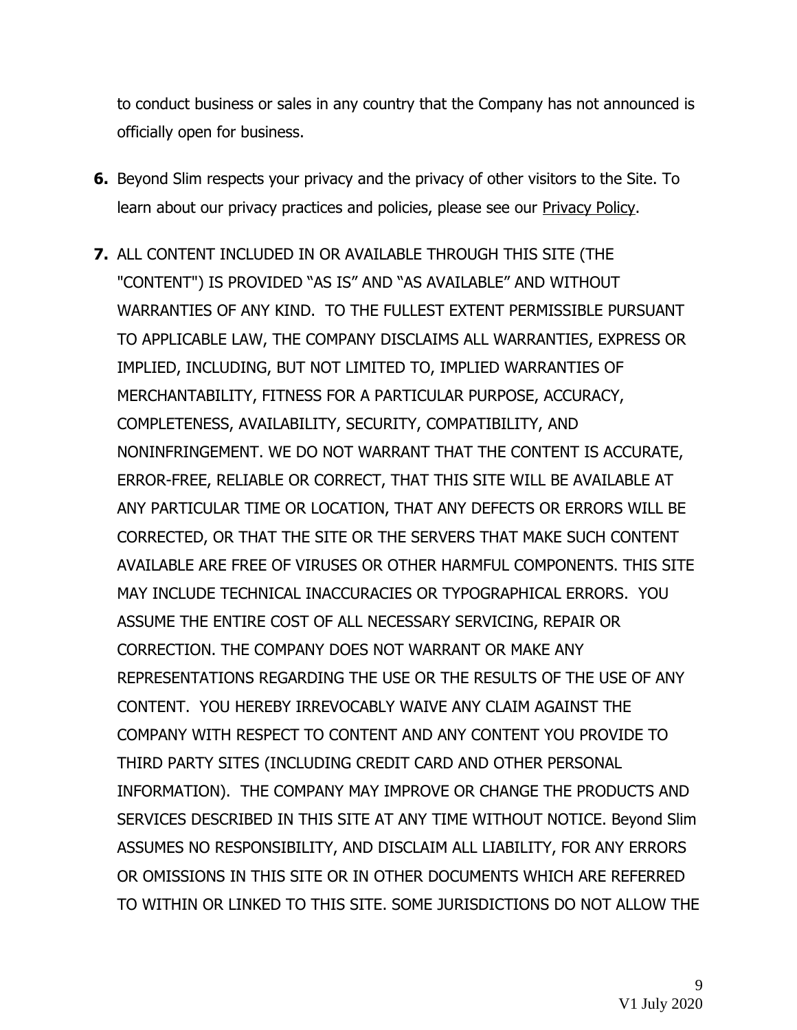to conduct business or sales in any country that the Company has not announced is officially open for business.

6. Beyond Slim respects your privacy and the privacy of other visitors to the Site. To learn about our privacy practices and policies, please see our Privacy Policy.

7. ALL CONTENT INCLUDED IN OR AVAILABLE THROUGH THIS SITE (THE "CONTENT") IS PROVIDED "AS IS" AND "AS AVAILABLE" AND WITHOUT WARRANTIES OF ANY KIND. TO THE FULLEST EXTENT PERMISSIBLE PURSUANT TO APPLICABLE LAW, THE COMPANY DISCLAIMS ALL WARRANTIES, EXPRESS OR IMPLIED, INCLUDING, BUT NOT LIMITED TO, IMPLIED WARRANTIES OF MERCHANTABILITY, FITNESS FOR A PARTICULAR PURPOSE, ACCURACY, COMPLETENESS, AVAILABILITY, SECURITY, COMPATIBILITY, AND NONINFRINGEMENT. WE DO NOT WARRANT THAT THE CONTENT IS ACCURATE, ERROR-FREE, RELIABLE OR CORRECT, THAT THIS SITE WILL BE AVAILABLE AT ANY PARTICULAR TIME OR LOCATION, THAT ANY DEFECTS OR ERRORS WILL BE CORRECTED, OR THAT THE SITE OR THE SERVERS THAT MAKE SUCH CONTENT AVAILABLE ARE FREE OF VIRUSES OR OTHER HARMFUL COMPONENTS. THIS SITE MAY INCLUDE TECHNICAL INACCURACIES OR TYPOGRAPHICAL ERRORS. YOU ASSUME THE ENTIRE COST OF ALL NECESSARY SERVICING, REPAIR OR CORRECTION. THE COMPANY DOES NOT WARRANT OR MAKE ANY REPRESENTATIONS REGARDING THE USE OR THE RESULTS OF THE USE OF ANY CONTENT. YOU HEREBY IRREVOCABLY WAIVE ANY CLAIM AGAINST THE COMPANY WITH RESPECT TO CONTENT AND ANY CONTENT YOU PROVIDE TO THIRD PARTY SITES (INCLUDING CREDIT CARD AND OTHER PERSONAL INFORMATION). THE COMPANY MAY IMPROVE OR CHANGE THE PRODUCTS AND SERVICES DESCRIBED IN THIS SITE AT ANY TIME WITHOUT NOTICE. Beyond Slim ASSUMES NO RESPONSIBILITY, AND DISCLAIM ALL LIABILITY, FOR ANY ERRORS OR OMISSIONS IN THIS SITE OR IN OTHER DOCUMENTS WHICH ARE REFERRED TO WITHIN OR LINKED TO THIS SITE. SOME JURISDICTIONS DO NOT ALLOW THE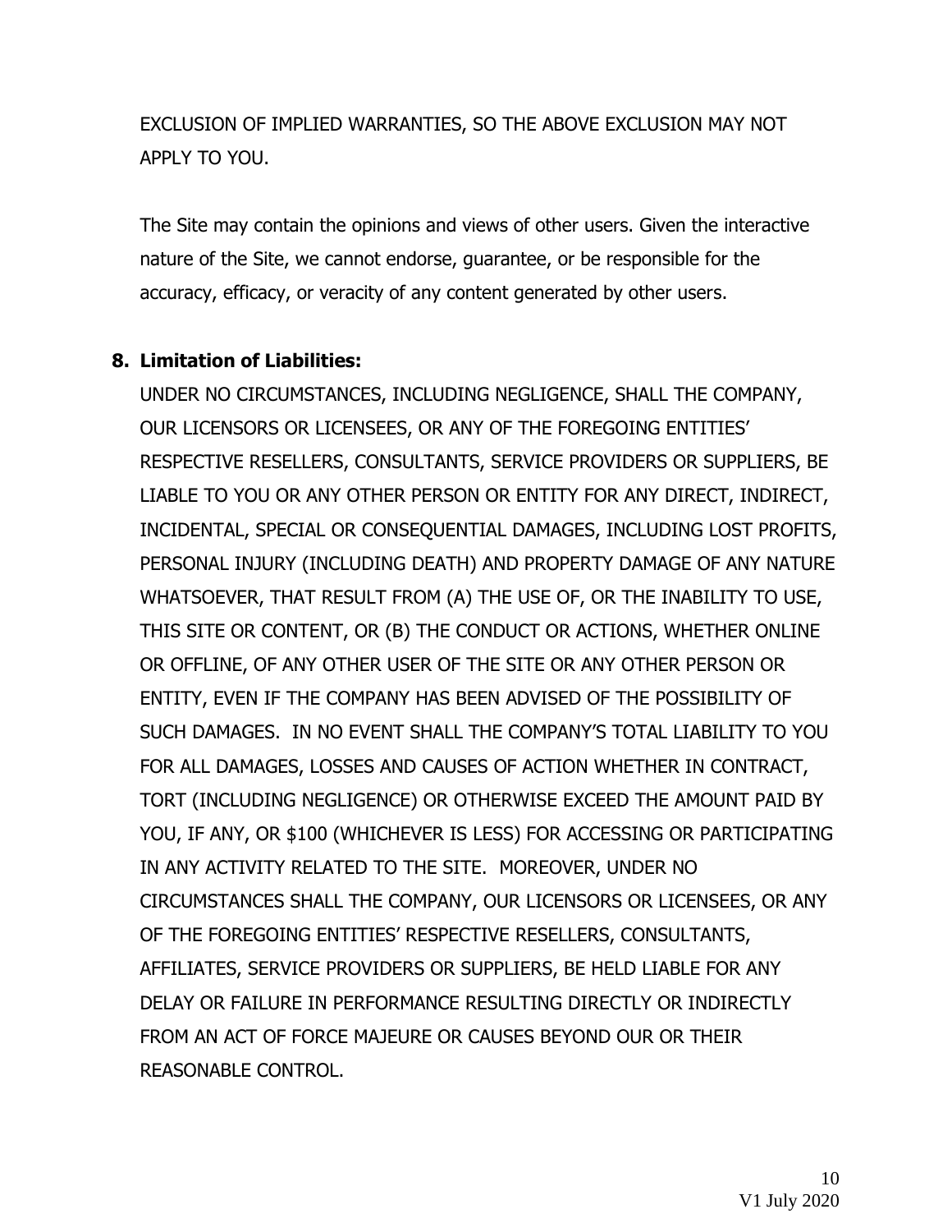EXCLUSION OF IMPLIED WARRANTIES, SO THE ABOVE EXCLUSION MAY NOT APPLY TO YOU.

The Site may contain the opinions and views of other users. Given the interactive nature of the Site, we cannot endorse, guarantee, or be responsible for the accuracy, efficacy, or veracity of any content generated by other users.

8. **Limitation of Liabilities:**

UNDER NO CIRCUMSTANCES, INCLUDING NEGLIGENCE, SHALL THE COMPANY, OUR LICENSORS OR LICENSEES, OR ANY OF THE FOREGOING ENTITIES' RESPECTIVE RESELLERS, CONSULTANTS, SERVICE PROVIDERS OR SUPPLIERS, BE LIABLE TO YOU OR ANY OTHER PERSON OR ENTITY FOR ANY DIRECT, INDIRECT, INCIDENTAL, SPECIAL OR CONSEQUENTIAL DAMAGES, INCLUDING LOST PROFITS, PERSONAL INJURY (INCLUDING DEATH) AND PROPERTY DAMAGE OF ANY NATURE WHATSOEVER, THAT RESULT FROM (A) THE USE OF, OR THE INABILITY TO USE, THIS SITE OR CONTENT, OR (B) THE CONDUCT OR ACTIONS, WHETHER ONLINE OR OFFLINE, OF ANY OTHER USER OF THE SITE OR ANY OTHER PERSON OR ENTITY, EVEN IF THE COMPANY HAS BEEN ADVISED OF THE POSSIBILITY OF SUCH DAMAGES. IN NO EVENT SHALL THE COMPANY'S TOTAL LIABILITY TO YOU FOR ALL DAMAGES, LOSSES AND CAUSES OF ACTION WHETHER IN CONTRACT, TORT (INCLUDING NEGLIGENCE) OR OTHERWISE EXCEED THE AMOUNT PAID BY YOU, IF ANY, OR $100 (WHICHEVER IS LESS) FOR ACCESSING OR PARTICIPATING IN ANY ACTIVITY RELATED TO THE SITE. MOREOVER, UNDER NO CIRCUMSTANCES SHALL THE COMPANY, OUR LICENSORS OR LICENSEES, OR ANY OF THE FOREGOING ENTITIES' RESPECTIVE RESELLERS, CONSULTANTS, AFFILIATES, SERVICE PROVIDERS OR SUPPLIERS, BE HELD LIABLE FOR ANY DELAY OR FAILURE IN PERFORMANCE RESULTING DIRECTLY OR INDIRECTLY FROM AN ACT OF FORCE MAJEURE OR CAUSES BEYOND OUR OR THEIR REASONABLE CONTROL.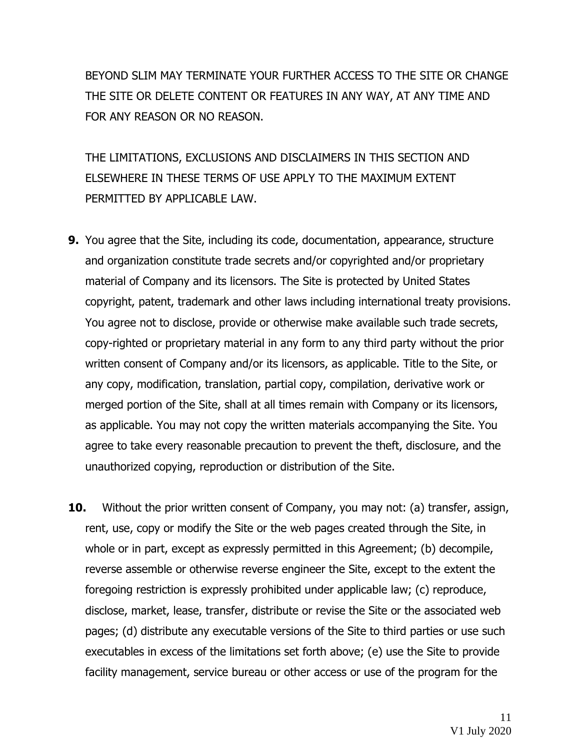BEYOND SLIM MAY TERMINATE YOUR FURTHER ACCESS TO THE SITE OR CHANGE THE SITE OR DELETE CONTENT OR FEATURES IN ANY WAY, AT ANY TIME AND FOR ANY REASON OR NO REASON.

THE LIMITATIONS, EXCLUSIONS AND DISCLAIMERS IN THIS SECTION AND ELSEWHERE IN THESE TERMS OF USE APPLY TO THE MAXIMUM EXTENT PERMITTED BY APPLICABLE LAW.

**9.** You agree that the Site, including its code, documentation, appearance, structure and organization constitute trade secrets and/or copyrighted and/or proprietary material of Company and its licensors. The Site is protected by United States copyright, patent, trademark and other laws including international treaty provisions. You agree not to disclose, provide or otherwise make available such trade secrets, copy-righted or proprietary material in any form to any third party without the prior written consent of Company and/or its licensors, as applicable. Title to the Site, or any copy, modification, translation, partial copy, compilation, derivative work or merged portion of the Site, shall at all times remain with Company or its licensors, as applicable. You may not copy the written materials accompanying the Site. You agree to take every reasonable precaution to prevent the theft, disclosure, and the unauthorized copying, reproduction or distribution of the Site.

**10.** Without the prior written consent of Company, you may not: (a) transfer, assign, rent, use, copy or modify the Site or the web pages created through the Site, in whole or in part, except as expressly permitted in this Agreement; (b) decompile, reverse assemble or otherwise reverse engineer the Site, except to the extent the foregoing restriction is expressly prohibited under applicable law; (c) reproduce, disclose, market, lease, transfer, distribute or revise the Site or the associated web pages; (d) distribute any executable versions of the Site to third parties or use such executables in excess of the limitations set forth above; (e) use the Site to provide facility management, service bureau or other access or use of the program for the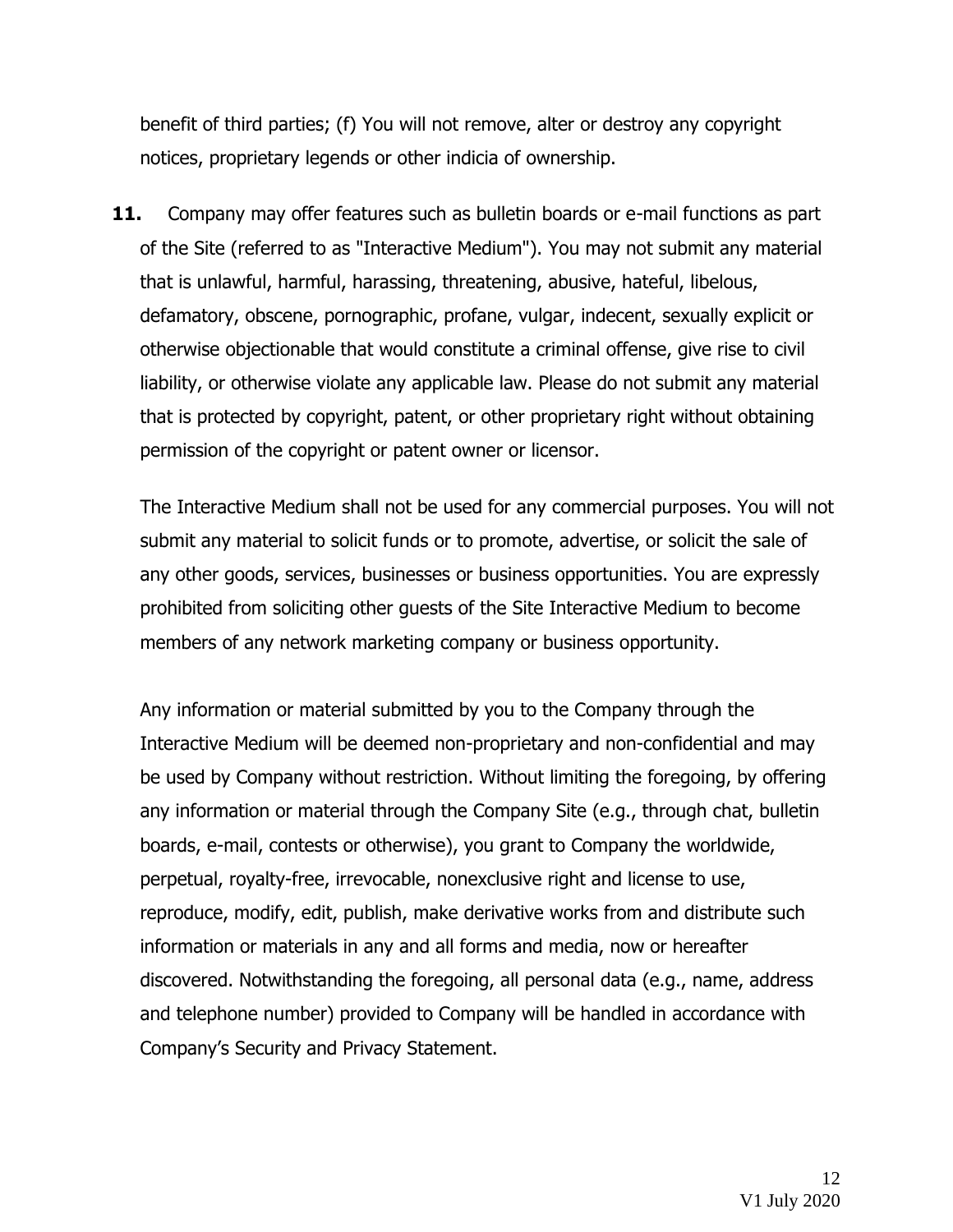benefit of third parties; (f) You will not remove, alter or destroy any copyright notices, proprietary legends or other indicia of ownership.

**11.** Company may offer features such as bulletin boards or e-mail functions as part of the Site (referred to as "Interactive Medium"). You may not submit any material that is unlawful, harmful, harassing, threatening, abusive, hateful, libelous, defamatory, obscene, pornographic, profane, vulgar, indecent, sexually explicit or otherwise objectionable that would constitute a criminal offense, give rise to civil liability, or otherwise violate any applicable law. Please do not submit any material that is protected by copyright, patent, or other proprietary right without obtaining permission of the copyright or patent owner or licensor.

The Interactive Medium shall not be used for any commercial purposes. You will not submit any material to solicit funds or to promote, advertise, or solicit the sale of any other goods, services, businesses or business opportunities. You are expressly prohibited from soliciting other guests of the Site Interactive Medium to become members of any network marketing company or business opportunity.

Any information or material submitted by you to the Company through the Interactive Medium will be deemed non-proprietary and non-confidential and may be used by Company without restriction. Without limiting the foregoing, by offering any information or material through the Company Site (e.g., through chat, bulletin boards, e-mail, contests or otherwise), you grant to Company the worldwide, perpetual, royalty-free, irrevocable, nonexclusive right and license to use, reproduce, modify, edit, publish, make derivative works from and distribute such information or materials in any and all forms and media, now or hereafter discovered. Notwithstanding the foregoing, all personal data (e.g., name, address and telephone number) provided to Company will be handled in accordance with Company's Security and Privacy Statement.

V1 July 2020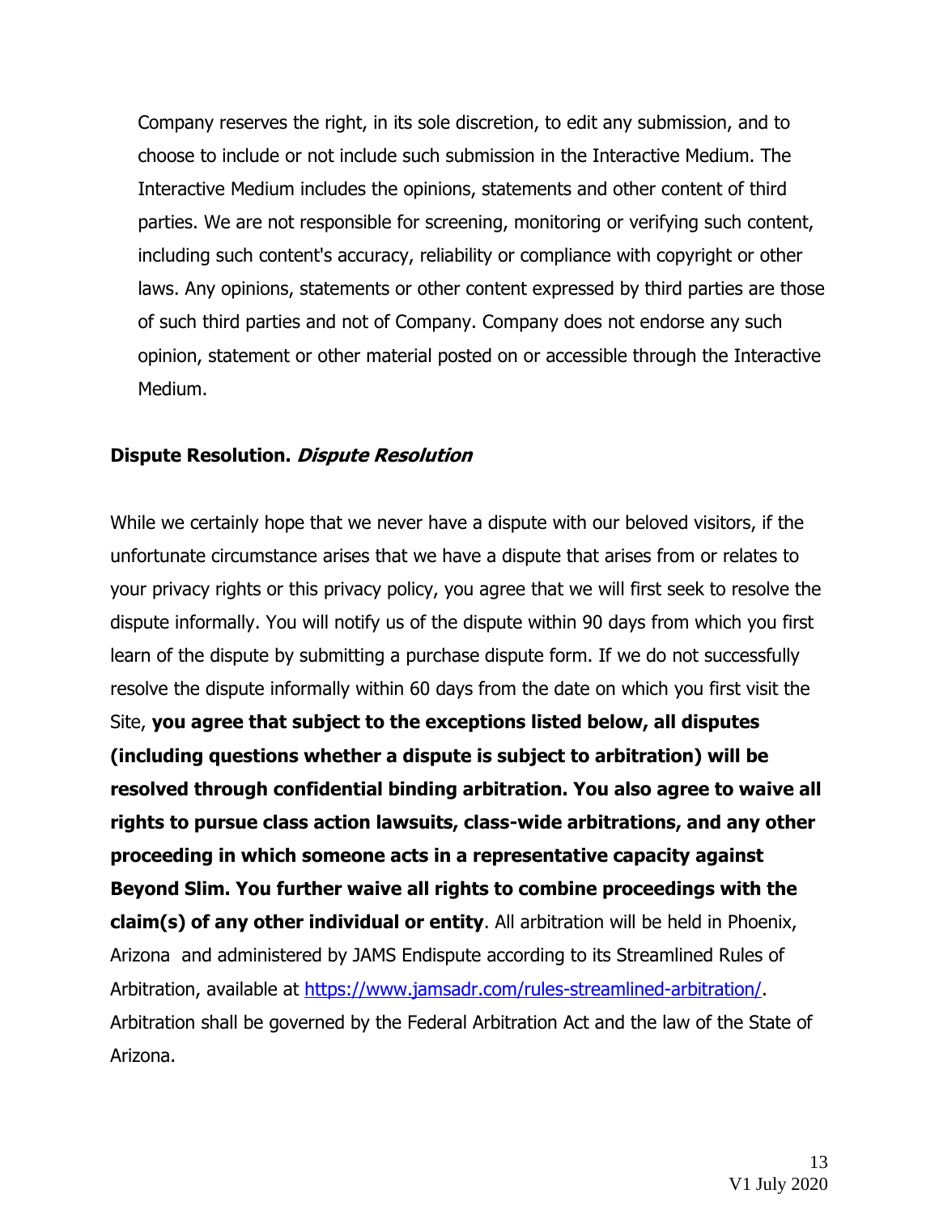Company reserves the right, in its sole discretion, to edit any submission, and to choose to include or not include such submission in the Interactive Medium. The Interactive Medium includes the opinions, statements and other content of third parties. We are not responsible for screening, monitoring or verifying such content, including such content's accuracy, reliability or compliance with copyright or other laws. Any opinions, statements or other content expressed by third parties are those of such third parties and not of Company. Company does not endorse any such opinion, statement or other material posted on or accessible through the Interactive Medium.

**Dispute Resolution. *Dispute Resolution***

While we certainly hope that we never have a dispute with our beloved visitors, if the unfortunate circumstance arises that we have a dispute that arises from or relates to your privacy rights or this privacy policy, you agree that we will first seek to resolve the dispute informally. You will notify us of the dispute within 90 days from which you first learn of the dispute by submitting a purchase dispute form. If we do not successfully resolve the dispute informally within 60 days from the date on which you first visit the Site, **you agree that subject to the exceptions listed below, all disputes (including questions whether a dispute is subject to arbitration) will be resolved through confidential binding arbitration. You also agree to waive all rights to pursue class action lawsuits, class-wide arbitrations, and any other proceeding in which someone acts in a representative capacity against Beyond Slim. You further waive all rights to combine proceedings with the claim(s) of any other individual or entity**. All arbitration will be held in Phoenix, Arizona and administered by JAMS Endispute according to its Streamlined Rules of Arbitration, available at [https://www.jamsadr.com/rules-streamlined-arbitration/](https://www.jamsadr.com/rules-streamlined-arbitration/). Arbitration shall be governed by the Federal Arbitration Act and the law of the State of Arizona.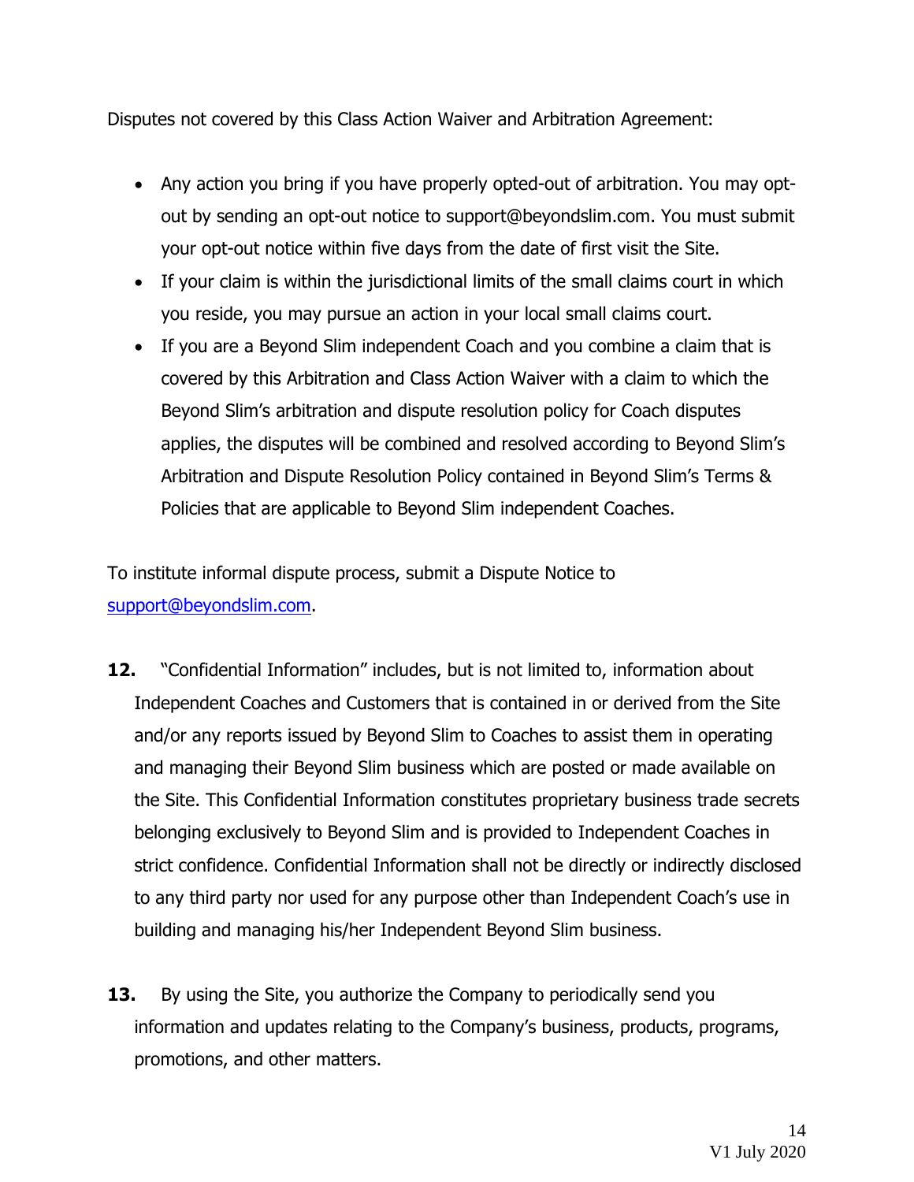Disputes not covered by this Class Action Waiver and Arbitration Agreement:

- Any action you bring if you have properly opted-out of arbitration. You may opt-out by sending an opt-out notice to support@beyondslim.com. You must submit your opt-out notice within five days from the date of first visit the Site.
- If your claim is within the jurisdictional limits of the small claims court in which you reside, you may pursue an action in your local small claims court.
- If you are a Beyond Slim independent Coach and you combine a claim that is covered by this Arbitration and Class Action Waiver with a claim to which the Beyond Slim's arbitration and dispute resolution policy for Coach disputes applies, the disputes will be combined and resolved according to Beyond Slim's Arbitration and Dispute Resolution Policy contained in Beyond Slim's Terms & Policies that are applicable to Beyond Slim independent Coaches.

To institute informal dispute process, submit a Dispute Notice to support@beyondslim.com.

**12.** "Confidential Information" includes, but is not limited to, information about Independent Coaches and Customers that is contained in or derived from the Site and/or any reports issued by Beyond Slim to Coaches to assist them in operating and managing their Beyond Slim business which are posted or made available on the Site. This Confidential Information constitutes proprietary business trade secrets belonging exclusively to Beyond Slim and is provided to Independent Coaches in strict confidence. Confidential Information shall not be directly or indirectly disclosed to any third party nor used for any purpose other than Independent Coach's use in building and managing his/her Independent Beyond Slim business.

**13.** By using the Site, you authorize the Company to periodically send you information and updates relating to the Company's business, products, programs, promotions, and other matters.

V1 July 2020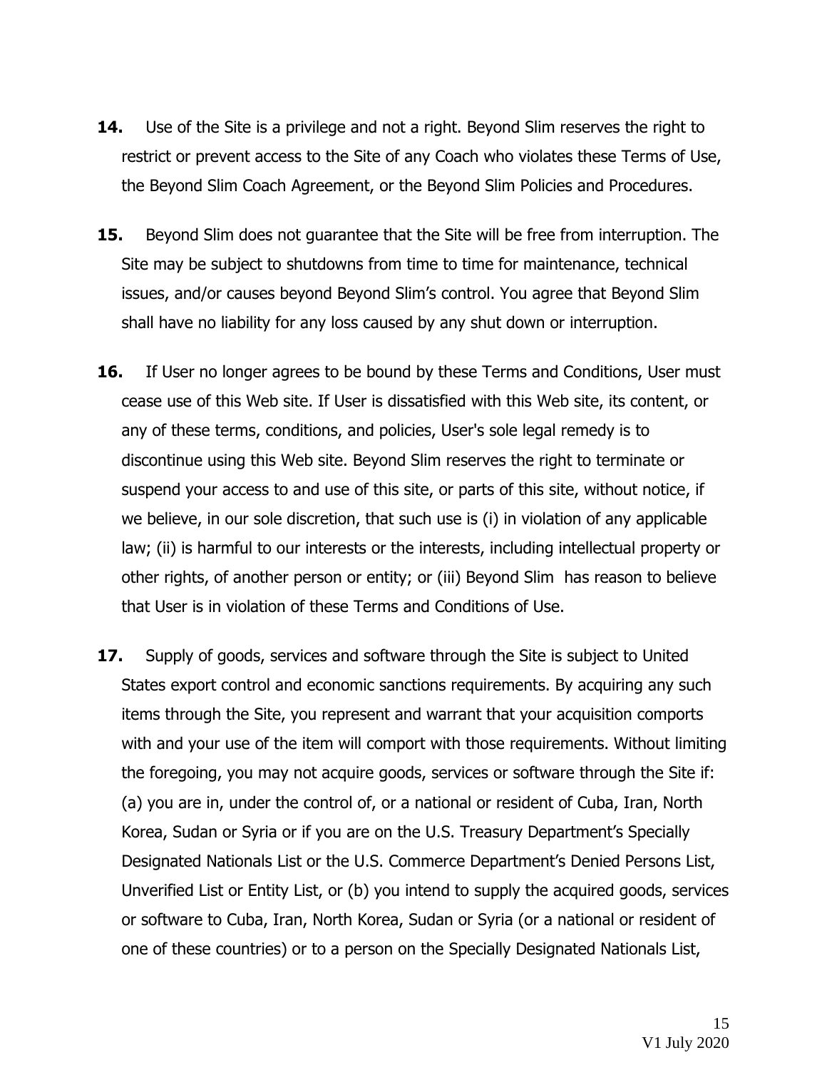**14.** Use of the Site is a privilege and not a right. Beyond Slim reserves the right to restrict or prevent access to the Site of any Coach who violates these Terms of Use, the Beyond Slim Coach Agreement, or the Beyond Slim Policies and Procedures.

**15.** Beyond Slim does not guarantee that the Site will be free from interruption. The Site may be subject to shutdowns from time to time for maintenance, technical issues, and/or causes beyond Beyond Slim's control. You agree that Beyond Slim shall have no liability for any loss caused by any shut down or interruption.

**16.** If User no longer agrees to be bound by these Terms and Conditions, User must cease use of this Web site. If User is dissatisfied with this Web site, its content, or any of these terms, conditions, and policies, User's sole legal remedy is to discontinue using this Web site. Beyond Slim reserves the right to terminate or suspend your access to and use of this site, or parts of this site, without notice, if we believe, in our sole discretion, that such use is (i) in violation of any applicable law; (ii) is harmful to our interests or the interests, including intellectual property or other rights, of another person or entity; or (iii) Beyond Slim has reason to believe that User is in violation of these Terms and Conditions of Use.

**17.** Supply of goods, services and software through the Site is subject to United States export control and economic sanctions requirements. By acquiring any such items through the Site, you represent and warrant that your acquisition comports with and your use of the item will comport with those requirements. Without limiting the foregoing, you may not acquire goods, services or software through the Site if: (a) you are in, under the control of, or a national or resident of Cuba, Iran, North Korea, Sudan or Syria or if you are on the U.S. Treasury Department's Specially Designated Nationals List or the U.S. Commerce Department's Denied Persons List, Unverified List or Entity List, or (b) you intend to supply the acquired goods, services or software to Cuba, Iran, North Korea, Sudan or Syria (or a national or resident of one of these countries) or to a person on the Specially Designated Nationals List,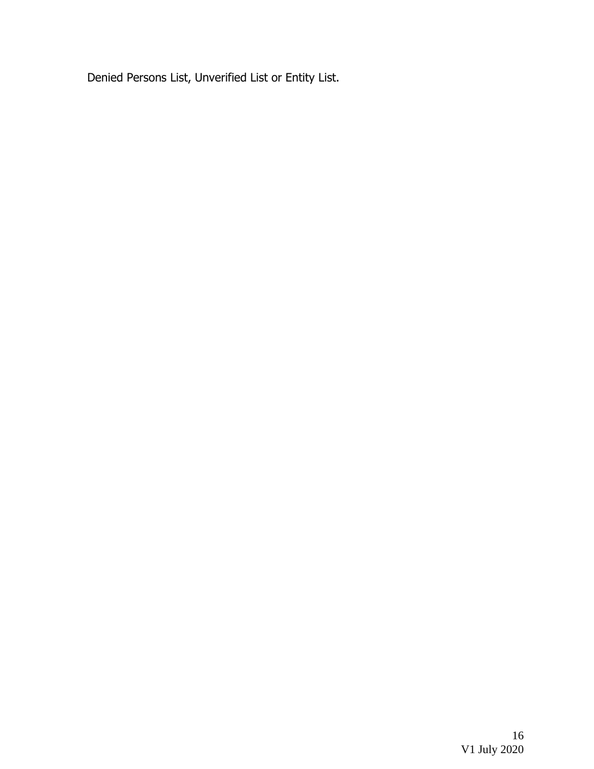Denied Persons List, Unverified List or Entity List.